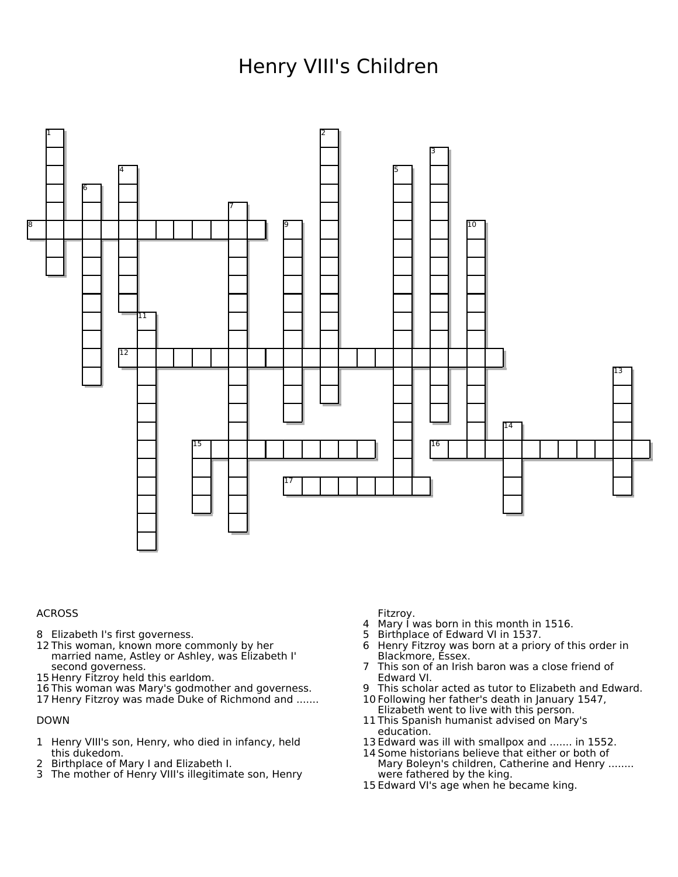# Henry VIII's Children

ACROSS

8 Elizabeth I's first governess.
12 This woman, known more commonly by her married name, Astley or Ashley, was Elizabeth I' second governess.
15 Henry Fitzroy held this earldom.
16 This woman was Mary's godmother and governess.
17 Henry Fitzroy was made Duke of Richmond and .......

DOWN

1 Henry VIII's son, Henry, who died in infancy, held this dukedom.
2 Birthplace of Mary I and Elizabeth I.
3 The mother of Henry VIII's illegitimate son, Henry Fitzroy.
4 Mary I was born in this month in 1516.
5 Birthplace of Edward VI in 1537.
6 Henry Fitzroy was born at a priory of this order in Blackmore, Essex.
7 This son of an Irish baron was a close friend of Edward VI.
9 This scholar acted as tutor to Elizabeth and Edward.
10 Following her father's death in January 1547, Elizabeth went to live with this person.
11 This Spanish humanist advised on Mary's education.
13 Edward was ill with smallpox and ....... in 1552.
14 Some historians believe that either or both of Mary Boleyn's children, Catherine and Henry ........ were fathered by the king.
15 Edward VI's age when he became king.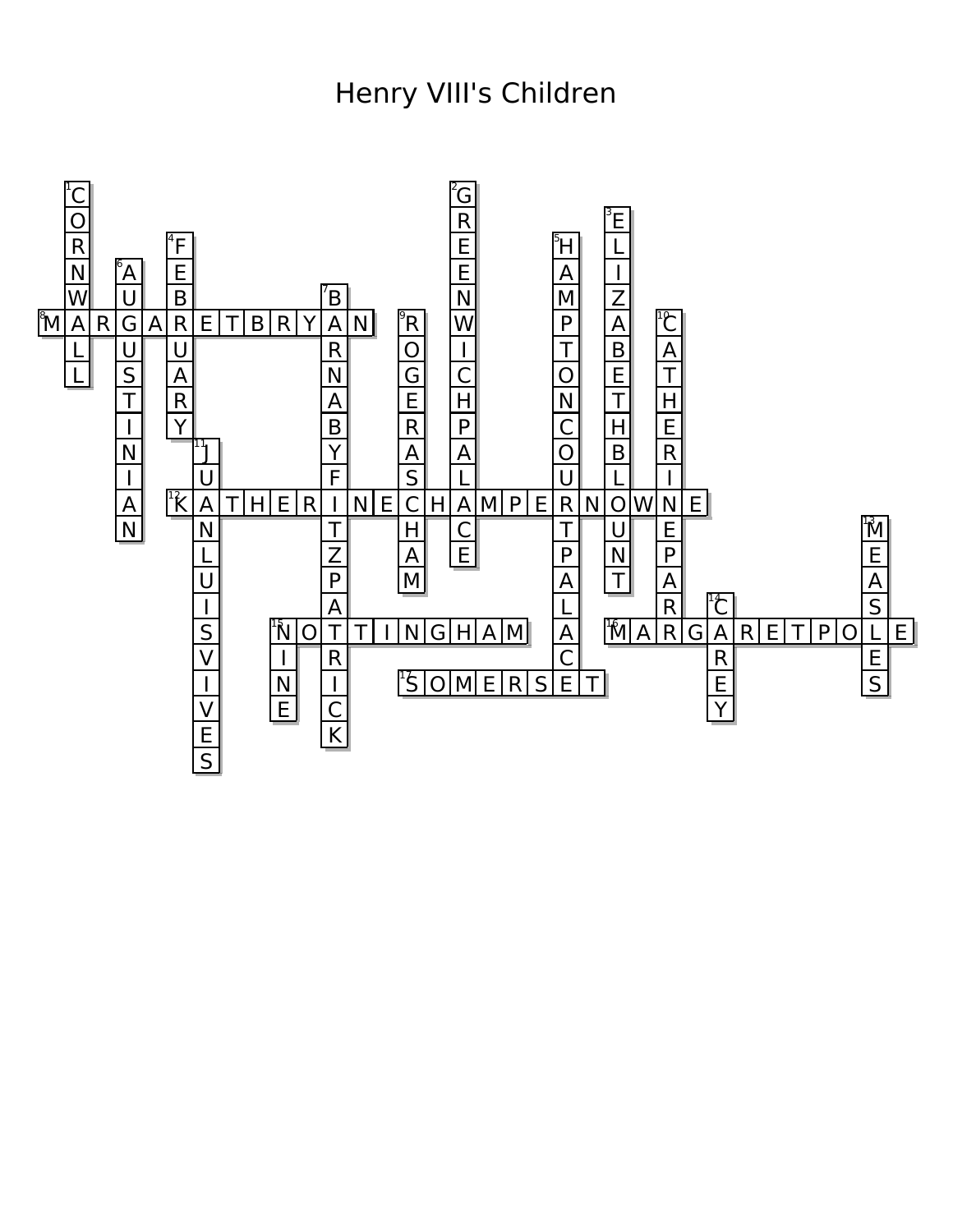# Henry VIII's Children

**Across**

8. MARGARETBRYAN
12. KATHERINECHAMPERNOWNE
15. NOTTINGHAM
16. MARGARETPOLE
17. SOMERSET

**Down**

1. CORNWALL
2. GREENWICHPALACE
3. ELIZABETHBLOUNT
4. FEBRUARY
5. HAMPTONCOURTPALACE
6. AUGUSTINIAN
7. BARNABYFITZPATRICK
9. ROGERASCHAM
10. CATHERINEPARR
11. JUANLUISVIVES
13. MEASLES
14. CAREY
15. NINE